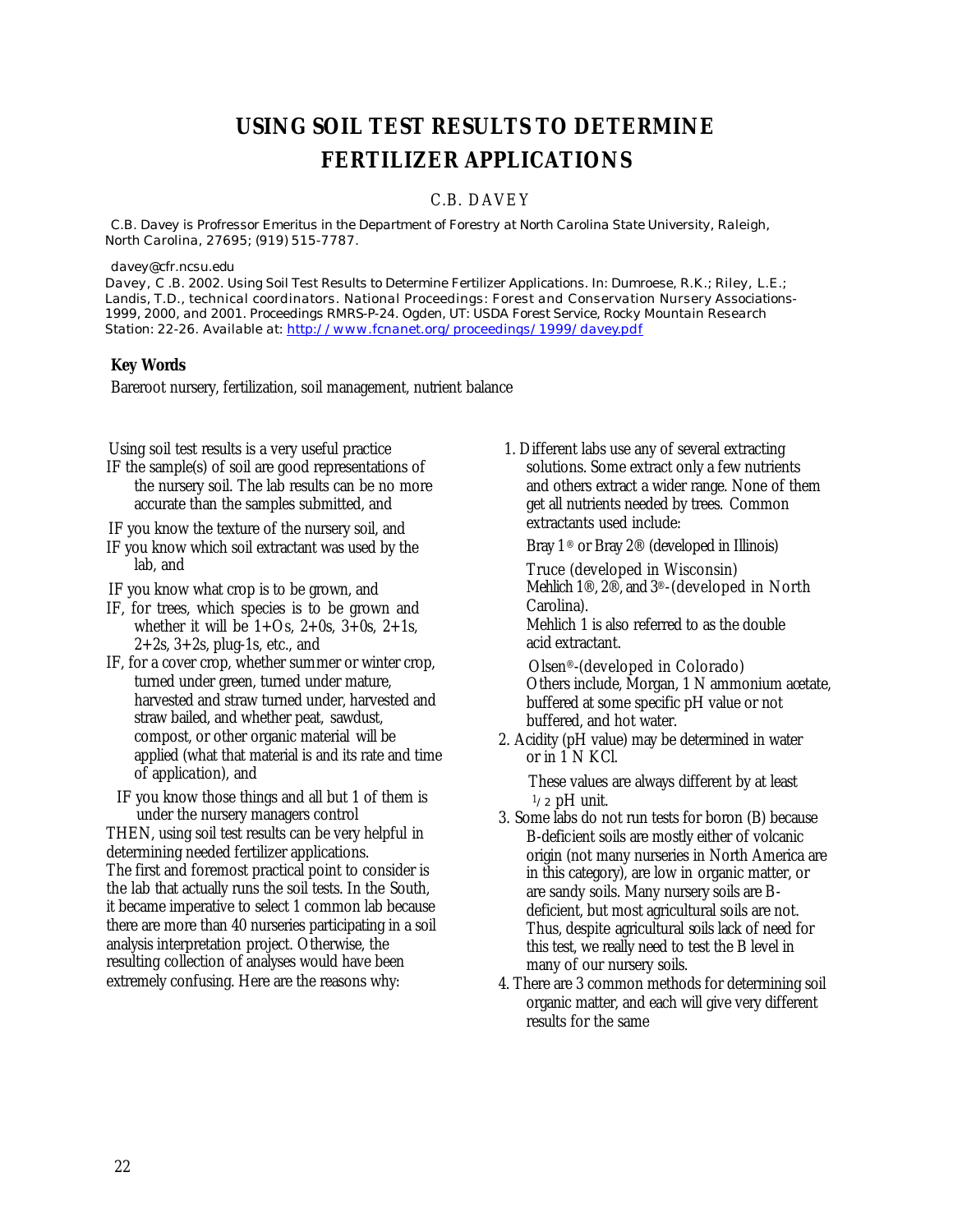# USING SOIL TEST RESULTS TO DETERMINE FERTILIZER APPLICATIONS

C.B. DAVEY

C.B. Davey is Profressor Emeritus in the Department of Forestry at North Carolina State University, Raleigh, North Carolina, 27695; (919) 515-7787.

davey@cfr.ncsu.edu

Davey, C .B. 2002. Using Soil Test Results to Determine Fertilizer Applications. In: Dumroese, R.K.; Riley, L.E.; Landis, T.D., technical coordinators. National Proceedings: Forest and Conservation Nursery Associations-1999, 2000, and 2001. Proceedings RMRS-P-24. Ogden, UT: USDA Forest Service, Rocky Mountain Research Station: 22-26. Available at: http://www.fcnanet.org/proceedings/1999/davey.pdf

**Key Words**

Bareroot nursery, fertilization, soil management, nutrient balance

Using soil test results is a very useful practice

IF the sample(s) of soil are good representations of the nursery soil. The lab results can be no more accurate than the samples submitted, and

IF you know the texture of the nursery soil, and

IF you know which soil extractant was used by the lab, and

IF you know what crop is to be grown, and

IF, for trees, which species is to be grown and whether it will be 1+Os, 2+0s, 3+0s, 2+1s, 2+2s, 3+2s, plug-1s, etc., and

IF, for a cover crop, whether summer or winter crop, turned under green, turned under mature, harvested and straw turned under, harvested and straw bailed, and whether peat, sawdust, compost, or other organic material will be applied (what that material is and its rate and time of application), and

IF you know those things and all but 1 of them is under the nursery managers control

THEN, using soil test results can be very helpful in determining needed fertilizer applications.

The first and foremost practical point to consider is the lab that actually runs the soil tests. In the South, it became imperative to select 1 common lab because there are more than 40 nurseries participating in a soil analysis interpretation project. Otherwise, the resulting collection of analyses would have been extremely confusing. Here are the reasons why:

1. Different labs use any of several extracting solutions. Some extract only a few nutrients and others extract a wider range. None of them get all nutrients needed by trees. Common extractants used include:

   Bray 1® or Bray 2® (developed in Illinois)

   Truce (developed in Wisconsin)
   Mehlich 1®, 2®, and 3®-(developed in North Carolina).
   Mehlich 1 is also referred to as the double acid extractant.

   Olsen®-(developed in Colorado)
   Others include, Morgan, 1 N ammonium acetate, buffered at some specific pH value or not buffered, and hot water.

2. Acidity (pH value) may be determined in water or in 1 N KCl.

   These values are always different by at least 1/2 pH unit.

3. Some labs do not run tests for boron (B) because B-deficient soils are mostly either of volcanic origin (not many nurseries in North America are in this category), are low in organic matter, or are sandy soils. Many nursery soils are B-deficient, but most agricultural soils are not. Thus, despite agricultural soils lack of need for this test, we really need to test the B level in many of our nursery soils.

4. There are 3 common methods for determining soil organic matter, and each will give very different results for the same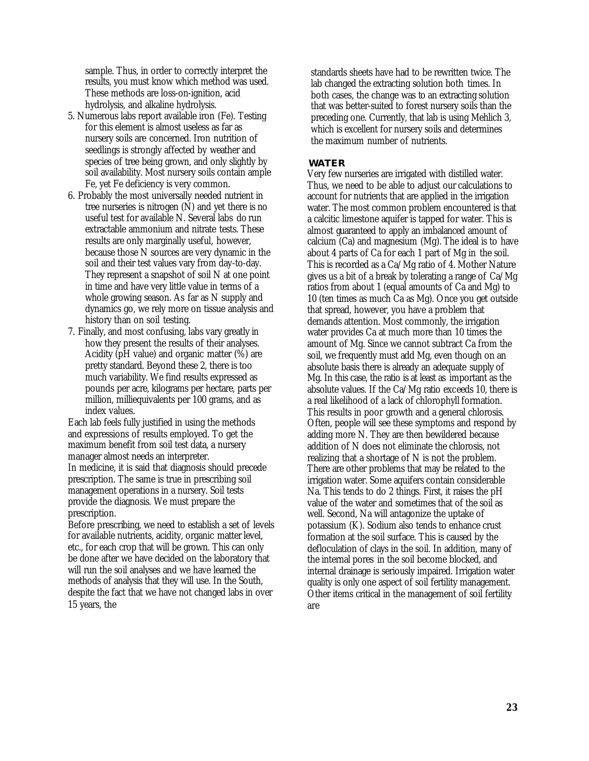sample. Thus, in order to correctly interpret the results, you must know which method was used. These methods are loss-on-ignition, acid hydrolysis, and alkaline hydrolysis.

5. Numerous labs report available iron (Fe). Testing for this element is almost useless as far as nursery soils are concerned. Iron nutrition of seedlings is strongly affected by weather and species of tree being grown, and only slightly by soil availability. Most nursery soils contain ample Fe, yet Fe deficiency is very common.
6. Probably the most universally needed nutrient in tree nurseries is nitrogen (N) and yet there is no useful test for available N. Several labs do run extractable ammonium and nitrate tests. These results are only marginally useful, however, because those N sources are very dynamic in the soil and their test values vary from day-to-day. They represent a snapshot of soil N at one point in time and have very little value in terms of a whole growing season. As far as N supply and dynamics go, we rely more on tissue analysis and history than on soil testing.
7. Finally, and most confusing, labs vary greatly in how they present the results of their analyses. Acidity (pH value) and organic matter (%) are pretty standard. Beyond these 2, there is too much variability. We find results expressed as pounds per acre, kilograms per hectare, parts per million, milliequivalents per 100 grams, and as index values.

Each lab feels fully justified in using the methods and expressions of results employed. To get the maximum benefit from soil test data, a nursery manager almost needs an interpreter.

In medicine, it is said that diagnosis should precede prescription. The same is true in prescribing soil management operations in a nursery. Soil tests provide the diagnosis. We must prepare the prescription.

Before prescribing, we need to establish a set of levels for available nutrients, acidity, organic matter level, etc., for each crop that will be grown. This can only be done after we have decided on the laboratory that will run the soil analyses and we have learned the methods of analysis that they will use. In the South, despite the fact that we have not changed labs in over 15 years, the standards sheets have had to be rewritten twice. The lab changed the extracting solution both times. In both cases, the change was to an extracting solution that was better-suited to forest nursery soils than the preceding one. Currently, that lab is using Mehlich 3, which is excellent for nursery soils and determines the maximum number of nutrients.

## WATER

Very few nurseries are irrigated with distilled water. Thus, we need to be able to adjust our calculations to account for nutrients that are applied in the irrigation water. The most common problem encountered is that a calcitic limestone aquifer is tapped for water. This is almost guaranteed to apply an imbalanced amount of calcium (Ca) and magnesium (Mg). The ideal is to have about 4 parts of Ca for each 1 part of Mg in the soil. This is recorded as a Ca/Mg ratio of 4. Mother Nature gives us a bit of a break by tolerating a range of Ca/Mg ratios from about 1 (equal amounts of Ca and Mg) to 10 (ten times as much Ca as Mg). Once you get outside that spread, however, you have a problem that demands attention. Most commonly, the irrigation water provides Ca at much more than 10 times the amount of Mg. Since we cannot subtract Ca from the soil, we frequently must add Mg, even though on an absolute basis there is already an adequate supply of Mg. In this case, the ratio is at least as important as the absolute values. If the Ca/Mg ratio exceeds 10, there is a real likelihood of a lack of chlorophyll formation. This results in poor growth and a general chlorosis. Often, people will see these symptoms and respond by adding more N. They are then bewildered because addition of N does not eliminate the chlorosis, not realizing that a shortage of N is not the problem. There are other problems that may be related to the irrigation water. Some aquifers contain considerable Na. This tends to do 2 things. First, it raises the pH value of the water and sometimes that of the soil as well. Second, Na will antagonize the uptake of potassium (K). Sodium also tends to enhance crust formation at the soil surface. This is caused by the defloculation of clays in the soil. In addition, many of the internal pores in the soil become blocked, and internal drainage is seriously impaired. Irrigation water quality is only one aspect of soil fertility management. Other items critical in the management of soil fertility are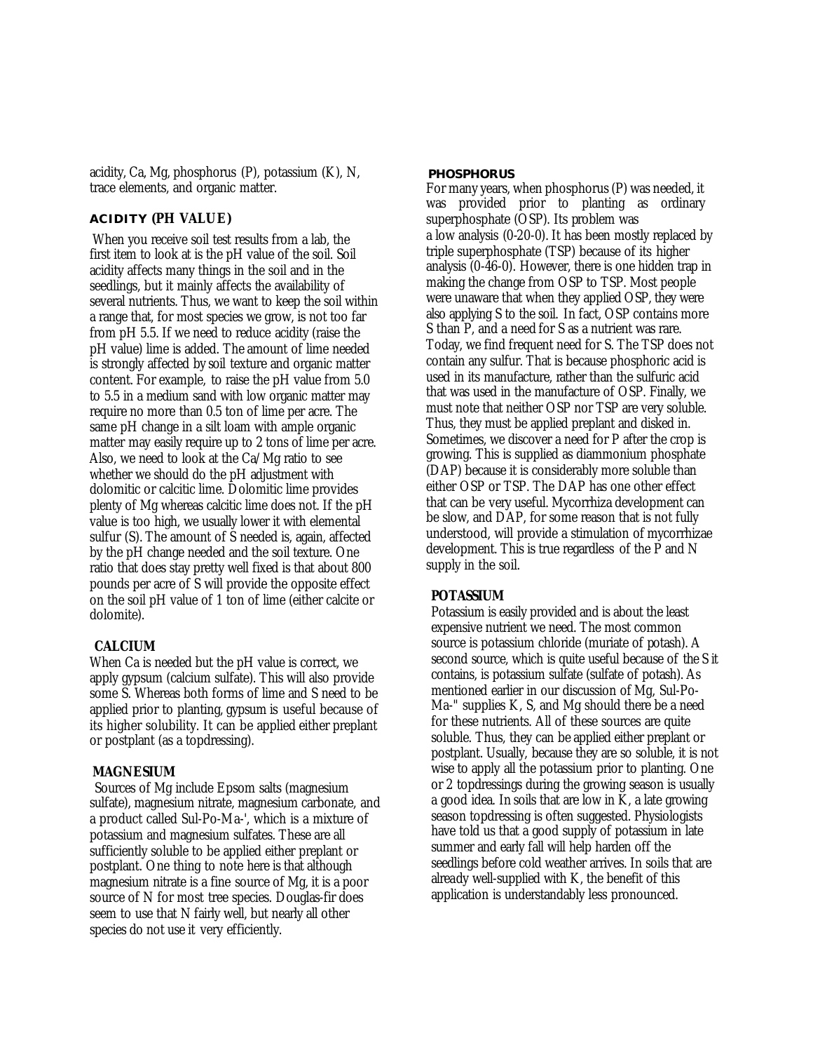acidity, Ca, Mg, phosphorus (P), potassium (K), N, trace elements, and organic matter.

## ACIDITY (PH VALUE)

When you receive soil test results from a lab, the first item to look at is the pH value of the soil. Soil acidity affects many things in the soil and in the seedlings, but it mainly affects the availability of several nutrients. Thus, we want to keep the soil within a range that, for most species we grow, is not too far from pH 5.5. If we need to reduce acidity (raise the pH value) lime is added. The amount of lime needed is strongly affected by soil texture and organic matter content. For example, to raise the pH value from 5.0 to 5.5 in a medium sand with low organic matter may require no more than 0.5 ton of lime per acre. The same pH change in a silt loam with ample organic matter may easily require up to 2 tons of lime per acre. Also, we need to look at the Ca/Mg ratio to see whether we should do the pH adjustment with dolomitic or calcitic lime. Dolomitic lime provides plenty of Mg whereas calcitic lime does not. If the pH value is too high, we usually lower it with elemental sulfur (S). The amount of S needed is, again, affected by the pH change needed and the soil texture. One ratio that does stay pretty well fixed is that about 800 pounds per acre of S will provide the opposite effect on the soil pH value of 1 ton of lime (either calcite or dolomite).

## CALCIUM

When Ca is needed but the pH value is correct, we apply gypsum (calcium sulfate). This will also provide some S. Whereas both forms of lime and S need to be applied prior to planting, gypsum is useful because of its higher solubility. It can be applied either preplant or postplant (as a topdressing).

## MAGNESIUM

Sources of Mg include Epsom salts (magnesium sulfate), magnesium nitrate, magnesium carbonate, and a product called Sul-Po-Ma-', which is a mixture of potassium and magnesium sulfates. These are all sufficiently soluble to be applied either preplant or postplant. One thing to note here is that although magnesium nitrate is a fine source of Mg, it is a poor source of N for most tree species. Douglas-fir does seem to use that N fairly well, but nearly all other species do not use it very efficiently.

## PHOSPHORUS

For many years, when phosphorus (P) was needed, it was provided prior to planting as ordinary superphosphate (OSP). Its problem was a low analysis (0-20-0). It has been mostly replaced by triple superphosphate (TSP) because of its higher analysis (0-46-0). However, there is one hidden trap in making the change from OSP to TSP. Most people were unaware that when they applied OSP, they were also applying S to the soil. In fact, OSP contains more S than P, and a need for S as a nutrient was rare. Today, we find frequent need for S. The TSP does not contain any sulfur. That is because phosphoric acid is used in its manufacture, rather than the sulfuric acid that was used in the manufacture of OSP. Finally, we must note that neither OSP nor TSP are very soluble. Thus, they must be applied preplant and disked in. Sometimes, we discover a need for P after the crop is growing. This is supplied as diammonium phosphate (DAP) because it is considerably more soluble than either OSP or TSP. The DAP has one other effect that can be very useful. Mycorrhiza development can be slow, and DAP, for some reason that is not fully understood, will provide a stimulation of mycorrhizae development. This is true regardless of the P and N supply in the soil.

## POTASSIUM

Potassium is easily provided and is about the least expensive nutrient we need. The most common source is potassium chloride (muriate of potash). A second source, which is quite useful because of the S it contains, is potassium sulfate (sulfate of potash). As mentioned earlier in our discussion of Mg, Sul-Po-Ma-" supplies K, S, and Mg should there be a need for these nutrients. All of these sources are quite soluble. Thus, they can be applied either preplant or postplant. Usually, because they are so soluble, it is not wise to apply all the potassium prior to planting. One or 2 topdressings during the growing season is usually a good idea. In soils that are low in K, a late growing season topdressing is often suggested. Physiologists have told us that a good supply of potassium in late summer and early fall will help harden off the seedlings before cold weather arrives. In soils that are already well-supplied with K, the benefit of this application is understandably less pronounced.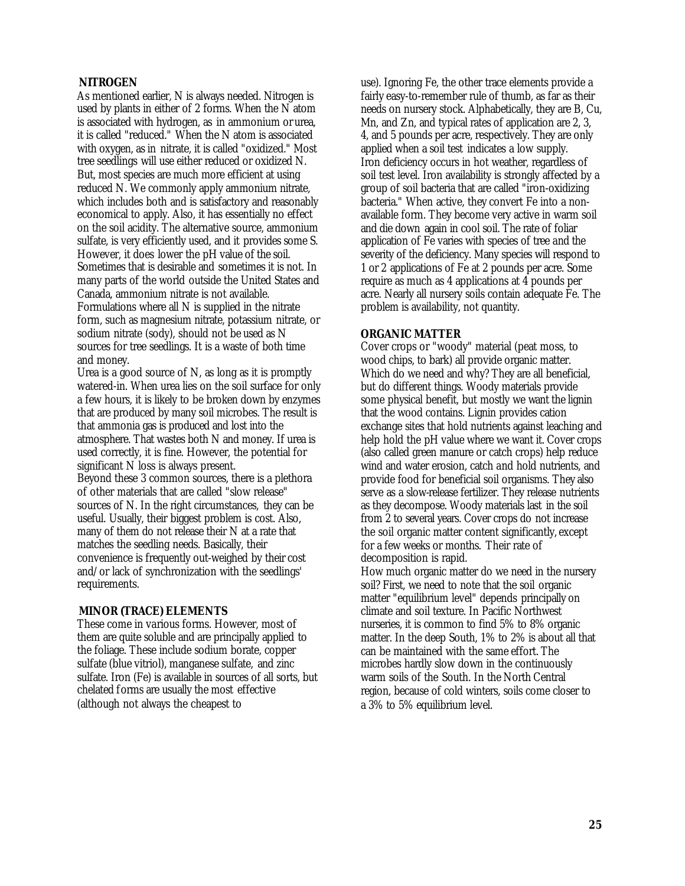## NITROGEN

As mentioned earlier, N is always needed. Nitrogen is used by plants in either of 2 forms. When the N atom is associated with hydrogen, as in ammonium or urea, it is called "reduced." When the N atom is associated with oxygen, as in nitrate, it is called "oxidized." Most tree seedlings will use either reduced or oxidized N. But, most species are much more efficient at using reduced N. We commonly apply ammonium nitrate, which includes both and is satisfactory and reasonably economical to apply. Also, it has essentially no effect on the soil acidity. The alternative source, ammonium sulfate, is very efficiently used, and it provides some S. However, it does lower the pH value of the soil. Sometimes that is desirable and sometimes it is not. In many parts of the world outside the United States and Canada, ammonium nitrate is not available. Formulations where all N is supplied in the nitrate form, such as magnesium nitrate, potassium nitrate, or sodium nitrate (sody), should not be used as N sources for tree seedlings. It is a waste of both time and money.

Urea is a good source of N, as long as it is promptly watered-in. When urea lies on the soil surface for only a few hours, it is likely to be broken down by enzymes that are produced by many soil microbes. The result is that ammonia gas is produced and lost into the atmosphere. That wastes both N and money. If urea is used correctly, it is fine. However, the potential for significant N loss is always present.

Beyond these 3 common sources, there is a plethora of other materials that are called "slow release" sources of N. In the right circumstances, they can be useful. Usually, their biggest problem is cost. Also, many of them do not release their N at a rate that matches the seedling needs. Basically, their convenience is frequently out-weighed by their cost and/or lack of synchronization with the seedlings' requirements.

## MINOR (TRACE) ELEMENTS

These come in various forms. However, most of them are quite soluble and are principally applied to the foliage. These include sodium borate, copper sulfate (blue vitriol), manganese sulfate, and zinc sulfate. Iron (Fe) is available in sources of all sorts, but chelated forms are usually the most effective (although not always the cheapest to use). Ignoring Fe, the other trace elements provide a fairly easy-to-remember rule of thumb, as far as their needs on nursery stock. Alphabetically, they are B, Cu, Mn, and Zn, and typical rates of application are 2, 3, 4, and 5 pounds per acre, respectively. They are only applied when a soil test indicates a low supply.

Iron deficiency occurs in hot weather, regardless of soil test level. Iron availability is strongly affected by a group of soil bacteria that are called "iron-oxidizing bacteria." When active, they convert Fe into a non-available form. They become very active in warm soil and die down again in cool soil. The rate of foliar application of Fe varies with species of tree and the severity of the deficiency. Many species will respond to 1 or 2 applications of Fe at 2 pounds per acre. Some require as much as 4 applications at 4 pounds per acre. Nearly all nursery soils contain adequate Fe. The problem is availability, not quantity.

## ORGANIC MATTER

Cover crops or "woody" material (peat moss, to wood chips, to bark) all provide organic matter. Which do we need and why? They are all beneficial, but do different things. Woody materials provide some physical benefit, but mostly we want the lignin that the wood contains. Lignin provides cation exchange sites that hold nutrients against leaching and help hold the pH value where we want it. Cover crops (also called green manure or catch crops) help reduce wind and water erosion, catch and hold nutrients, and provide food for beneficial soil organisms. They also serve as a slow-release fertilizer. They release nutrients as they decompose. Woody materials last in the soil from 2 to several years. Cover crops do not increase the soil organic matter content significantly, except for a few weeks or months. Their rate of decomposition is rapid.

How much organic matter do we need in the nursery soil? First, we need to note that the soil organic matter "equilibrium level" depends principally on climate and soil texture. In Pacific Northwest nurseries, it is common to find 5% to 8% organic matter. In the deep South, 1% to 2% is about all that can be maintained with the same effort. The microbes hardly slow down in the continuously warm soils of the South. In the North Central region, because of cold winters, soils come closer to a 3% to 5% equilibrium level.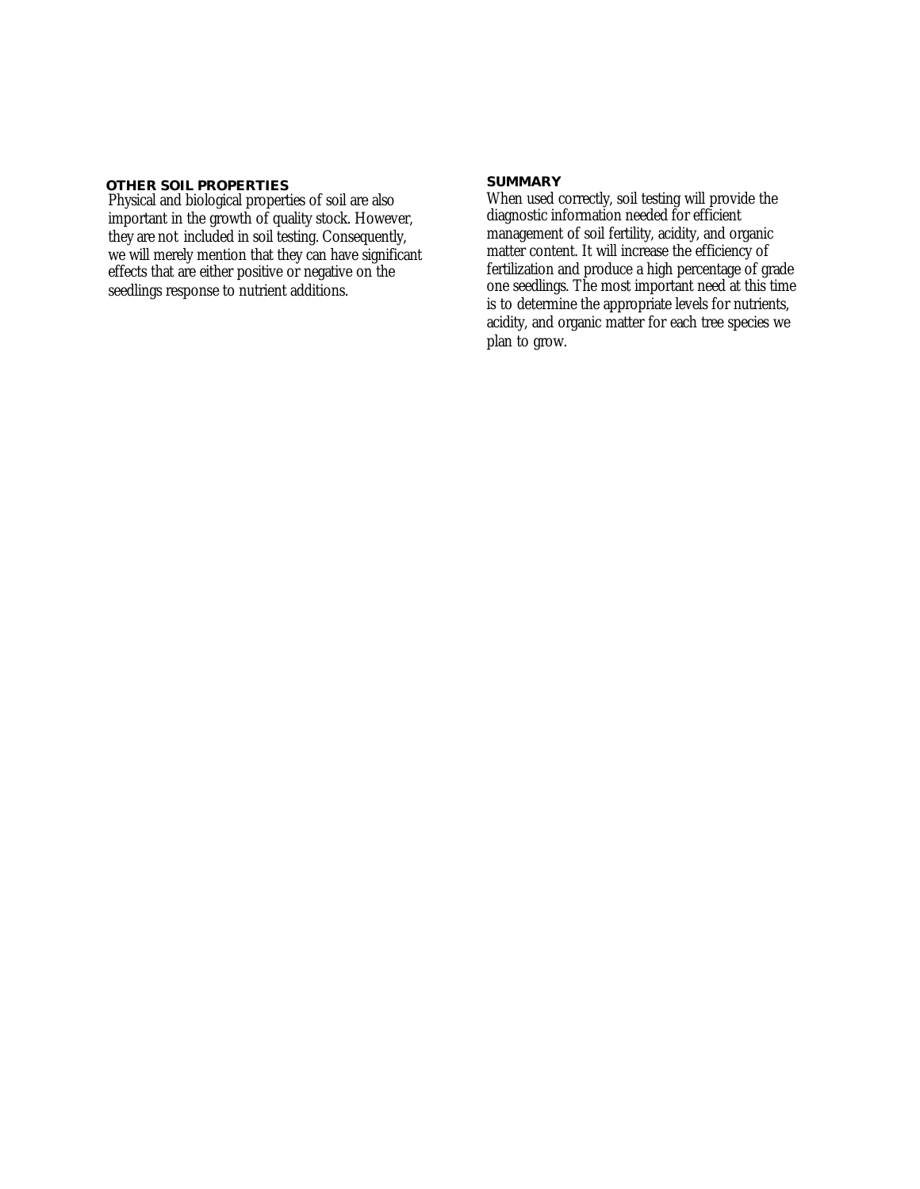## OTHER SOIL PROPERTIES

Physical and biological properties of soil are also important in the growth of quality stock. However, they are not included in soil testing. Consequently, we will merely mention that they can have significant effects that are either positive or negative on the seedlings response to nutrient additions.

## SUMMARY

When used correctly, soil testing will provide the diagnostic information needed for efficient management of soil fertility, acidity, and organic matter content. It will increase the efficiency of fertilization and produce a high percentage of grade one seedlings. The most important need at this time is to determine the appropriate levels for nutrients, acidity, and organic matter for each tree species we plan to grow.